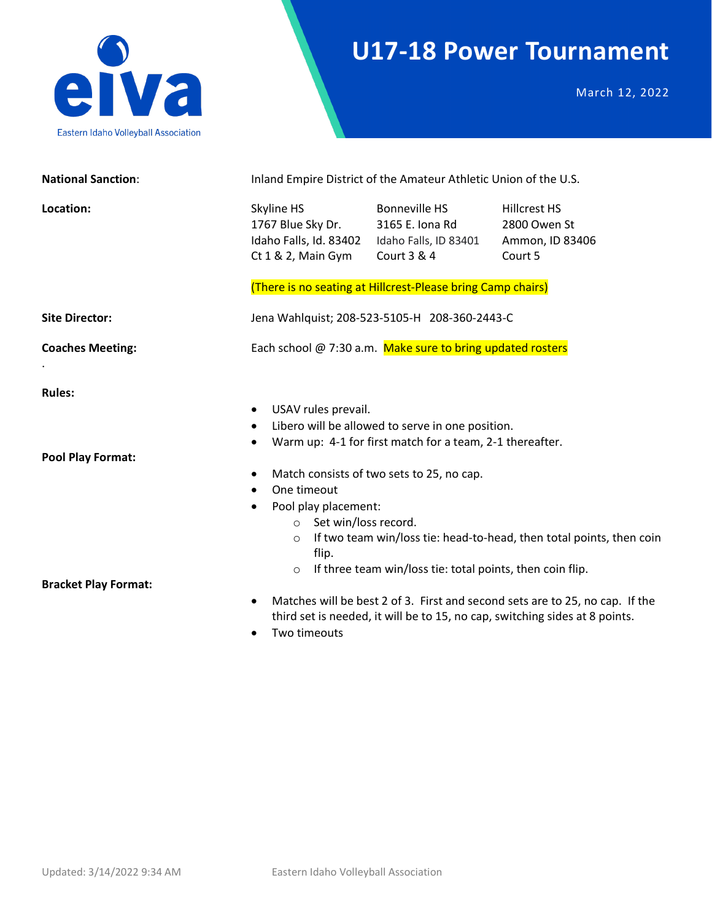eiva

Eastern Idaho Volleyball Association

# U17-18 Power Tournament

March 12, 2022

**National Sanction**: Inland Empire District of the Amateur Athletic Union of the U.S.

**Location:**

| Skyline HS | Bonneville HS | Hillcrest HS |
|---|---|---|
| 1767 Blue Sky Dr. | 3165 E. Iona Rd | 2800 Owen St |
| Idaho Falls, Id. 83402 | Idaho Falls, ID 83401 | Ammon, ID 83406 |
| Ct 1 & 2, Main Gym | Court 3 & 4 | Court 5 |

(There is no seating at Hillcrest-Please bring Camp chairs)

**Site Director:** Jena Wahlquist; 208-523-5105-H 208-360-2443-C

**Coaches Meeting:** Each school @ 7:30 a.m. Make sure to bring updated rosters

.

**Rules:**

- USAV rules prevail.
- Libero will be allowed to serve in one position.
- Warm up: 4-1 for first match for a team, 2-1 thereafter.

**Pool Play Format:**

- Match consists of two sets to 25, no cap.
- One timeout
- Pool play placement:
  - Set win/loss record.
  - If two team win/loss tie: head-to-head, then total points, then coin flip.
  - If three team win/loss tie: total points, then coin flip.

**Bracket Play Format:**

- Matches will be best 2 of 3. First and second sets are to 25, no cap. If the third set is needed, it will be to 15, no cap, switching sides at 8 points.
- Two timeouts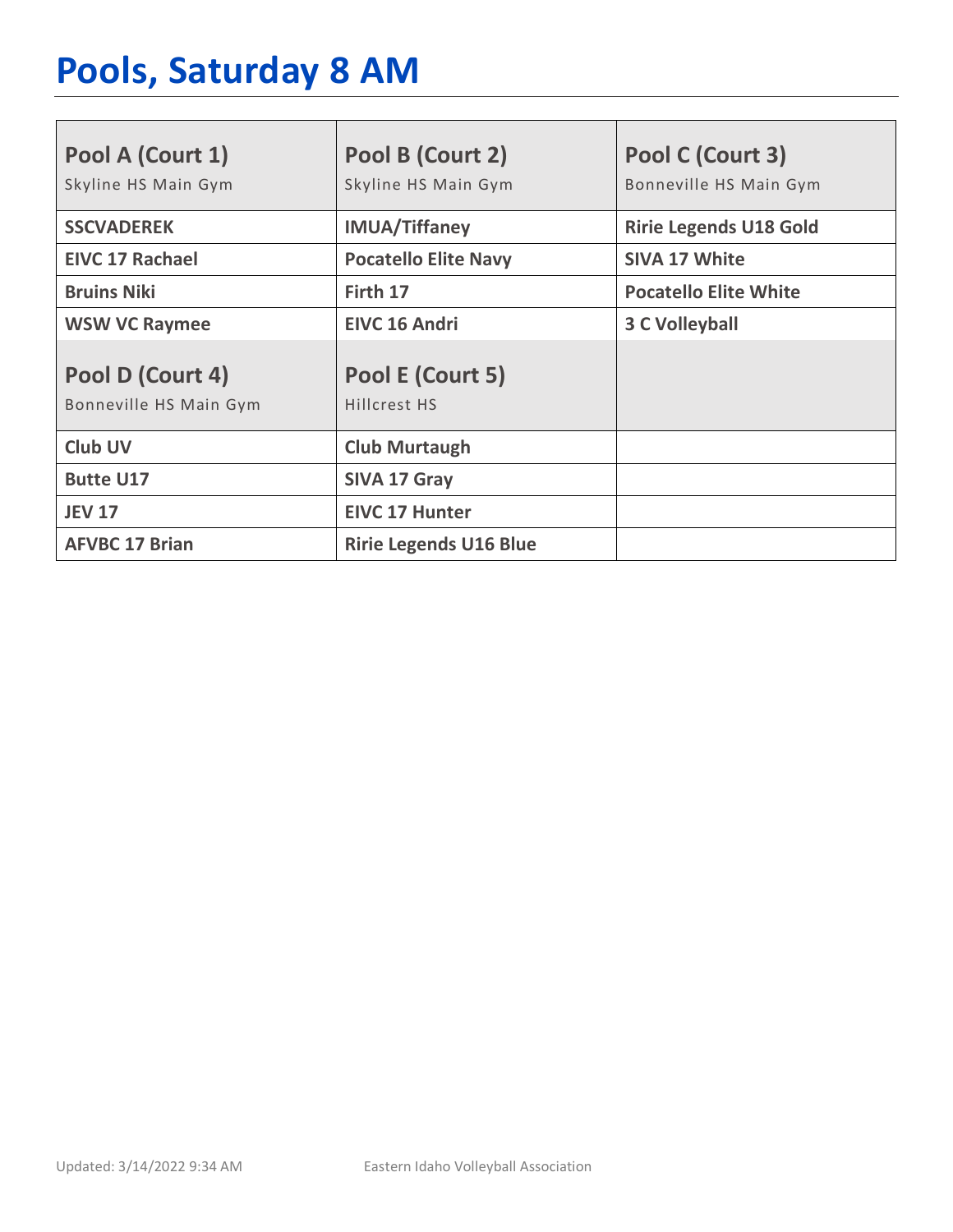# Pools, Saturday 8 AM

| Pool A (Court 1) Skyline HS Main Gym | Pool B (Court 2) Skyline HS Main Gym | Pool C (Court 3) Bonneville HS Main Gym |
|---|---|---|
| **SSCVADEREK** | **IMUA/Tiffaney** | **Ririe Legends U18 Gold** |
| **EIVC 17 Rachael** | **Pocatello Elite Navy** | **SIVA 17 White** |
| **Bruins Niki** | **Firth 17** | **Pocatello Elite White** |
| **WSW VC Raymee** | **EIVC 16 Andri** | **3 C Volleyball** |
| **Pool D (Court 4)** Bonneville HS Main Gym | **Pool E (Court 5)** Hillcrest HS | |
| **Club UV** | **Club Murtaugh** | |
| **Butte U17** | **SIVA 17 Gray** | |
| **JEV 17** | **EIVC 17 Hunter** | |
| **AFVBC 17 Brian** | **Ririe Legends U16 Blue** | |

Updated: 3/14/2022 9:34 AM Eastern Idaho Volleyball Association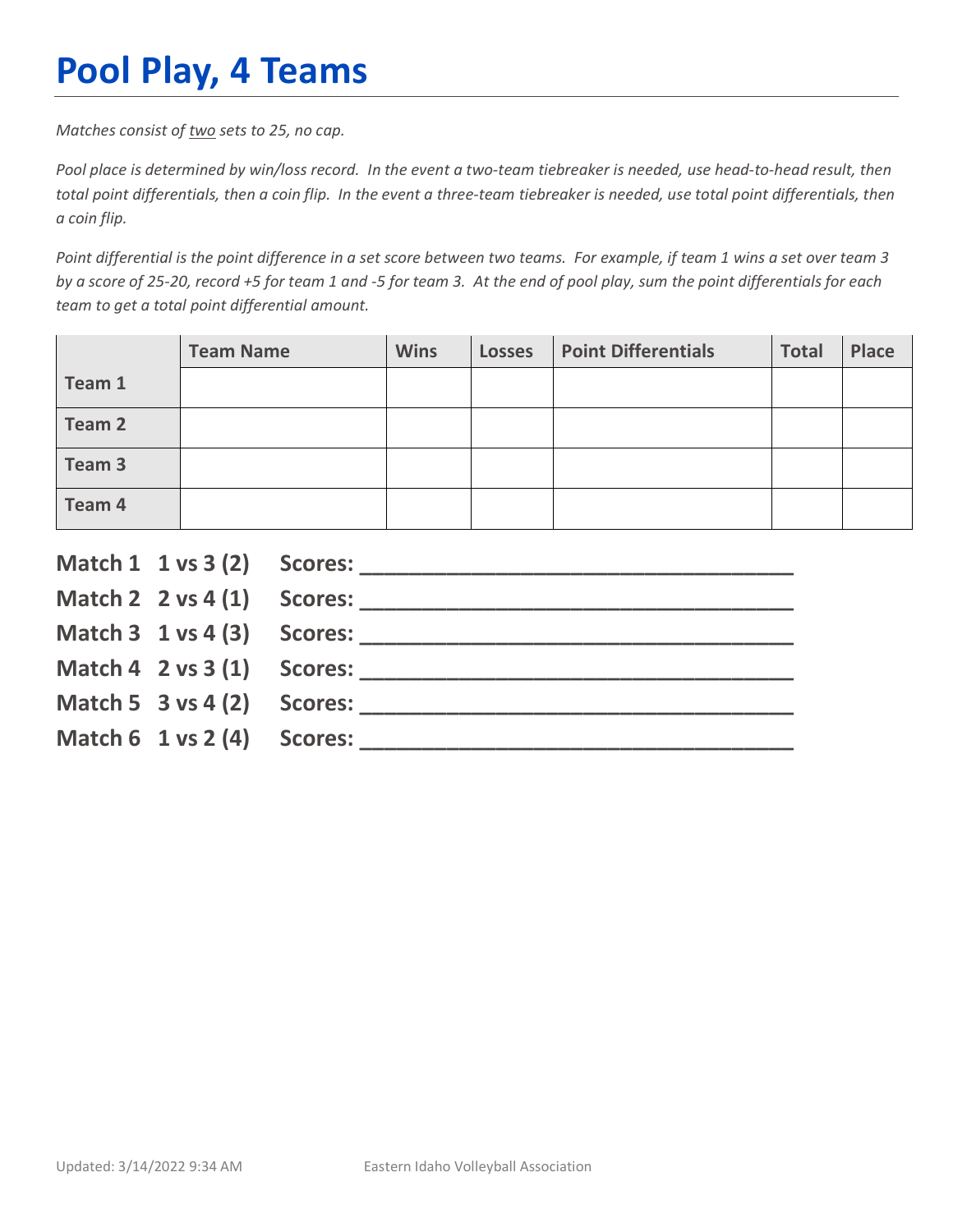# Pool Play, 4 Teams

*Matches consist of two sets to 25, no cap.*

*Pool place is determined by win/loss record. In the event a two-team tiebreaker is needed, use head-to-head result, then total point differentials, then a coin flip. In the event a three-team tiebreaker is needed, use total point differentials, then a coin flip.*

*Point differential is the point difference in a set score between two teams. For example, if team 1 wins a set over team 3 by a score of 25-20, record +5 for team 1 and -5 for team 3. At the end of pool play, sum the point differentials for each team to get a total point differential amount.*

| | Team Name | Wins | Losses | Point Differentials | Total | Place |
|---|---|---|---|---|---|---|
| Team 1 | | | | | | |
| Team 2 | | | | | | |
| Team 3 | | | | | | |
| Team 4 | | | | | | |

**Match 1 1 vs 3 (2) Scores: ___________________________________**

**Match 2 2 vs 4 (1) Scores: ___________________________________**

**Match 3 1 vs 4 (3) Scores: ___________________________________**

**Match 4 2 vs 3 (1) Scores: ___________________________________**

**Match 5 3 vs 4 (2) Scores: ___________________________________**

**Match 6 1 vs 2 (4) Scores: ___________________________________**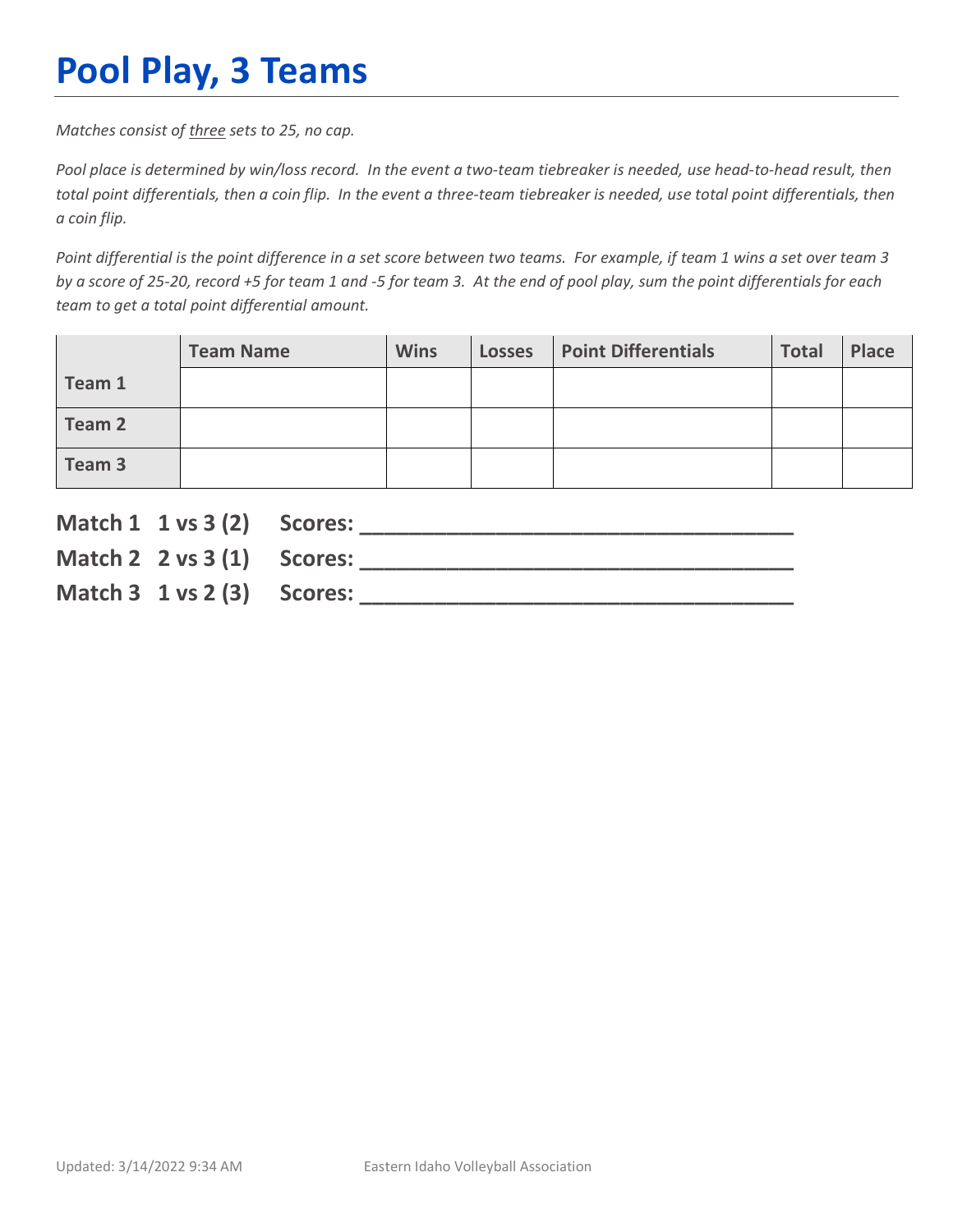# Pool Play, 3 Teams

*Matches consist of three sets to 25, no cap.*

*Pool place is determined by win/loss record. In the event a two-team tiebreaker is needed, use head-to-head result, then total point differentials, then a coin flip. In the event a three-team tiebreaker is needed, use total point differentials, then a coin flip.*

*Point differential is the point difference in a set score between two teams. For example, if team 1 wins a set over team 3 by a score of 25-20, record +5 for team 1 and -5 for team 3. At the end of pool play, sum the point differentials for each team to get a total point differential amount.*

| | Team Name | Wins | Losses | Point Differentials | Total | Place |
|---|---|---|---|---|---|---|
| **Team 1** | | | | | | |
| **Team 2** | | | | | | |
| **Team 3** | | | | | | |

**Match 1 1 vs 3 (2) Scores: ________________________________**

**Match 2 2 vs 3 (1) Scores: ________________________________**

**Match 3 1 vs 2 (3) Scores: ________________________________**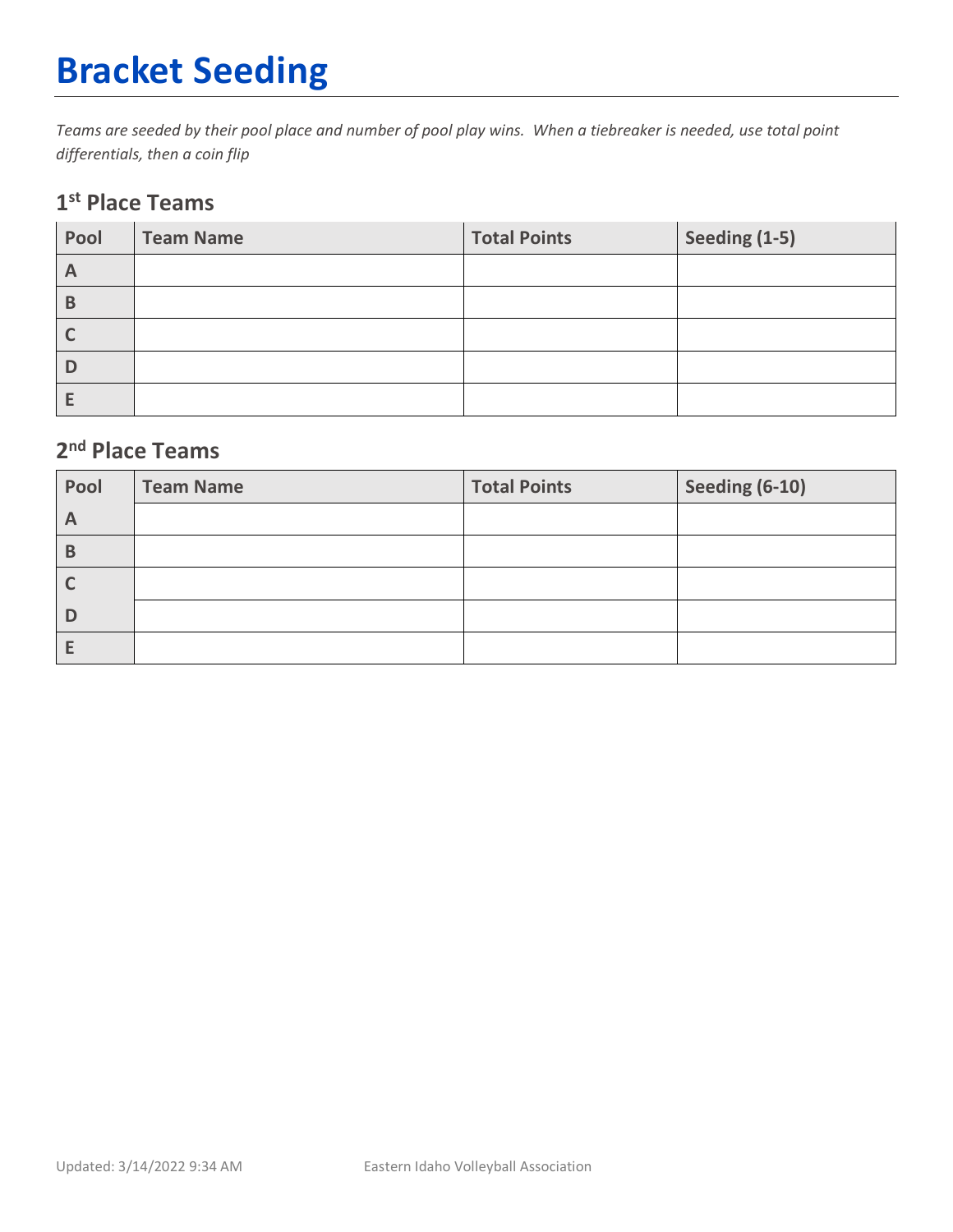# Bracket Seeding

*Teams are seeded by their pool place and number of pool play wins. When a tiebreaker is needed, use total point differentials, then a coin flip*

## 1st Place Teams

| Pool | Team Name | Total Points | Seeding (1-5) |
|---|---|---|---|
| A | | | |
| B | | | |
| C | | | |
| D | | | |
| E | | | |

## 2nd Place Teams

| Pool | Team Name | Total Points | Seeding (6-10) |
|---|---|---|---|
| A | | | |
| B | | | |
| C | | | |
| D | | | |
| E | | | |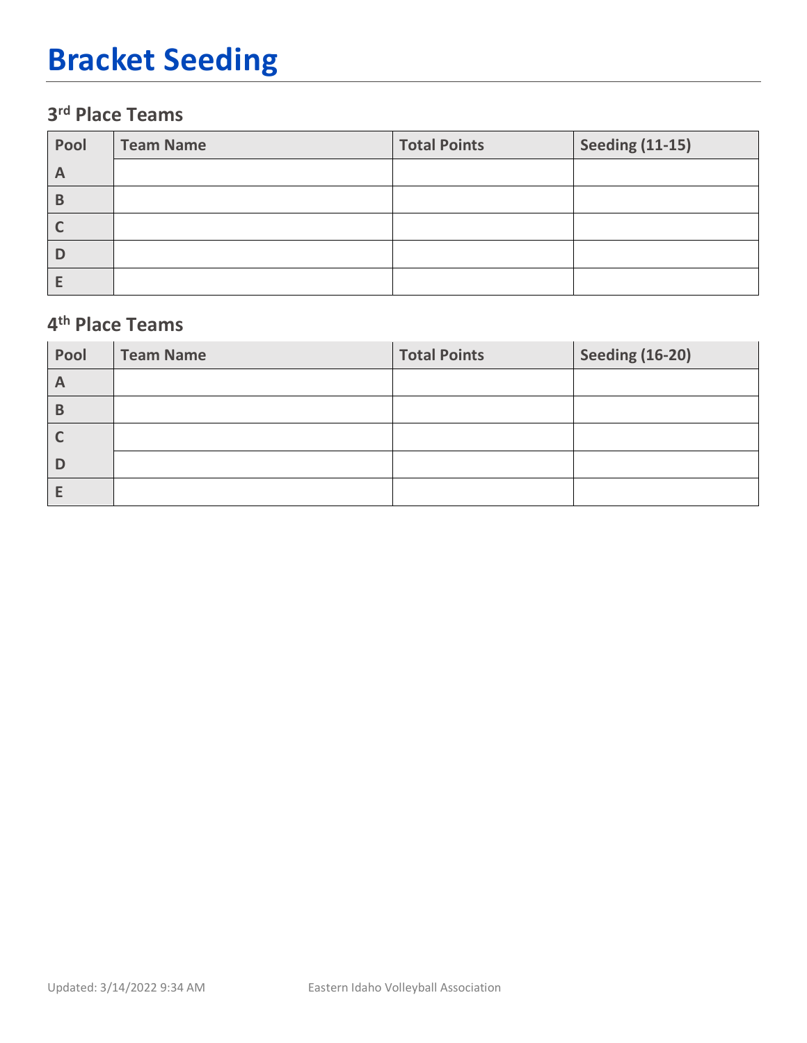# Bracket Seeding

## 3rd Place Teams

| Pool | Team Name | Total Points | Seeding (11-15) |
|---|---|---|---|
| A | | | |
| B | | | |
| C | | | |
| D | | | |
| E | | | |

## 4th Place Teams

| Pool | Team Name | Total Points | Seeding (16-20) |
|---|---|---|---|
| A | | | |
| B | | | |
| C | | | |
| D | | | |
| E | | | |

Updated: 3/14/2022 9:34 AM Eastern Idaho Volleyball Association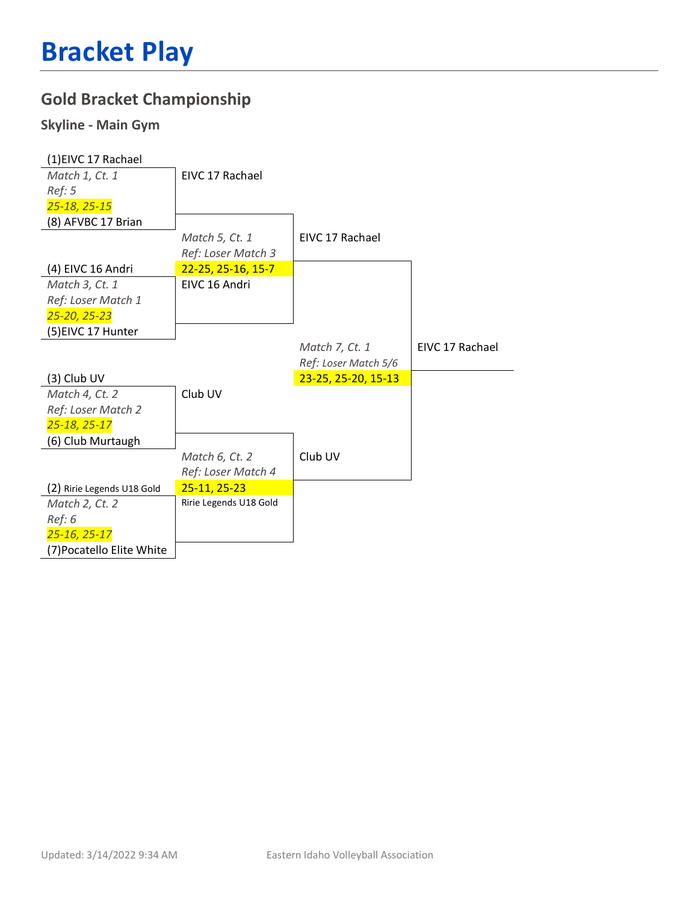# Bracket Play

## Gold Bracket Championship

### Skyline - Main Gym

**Round 1**

(1)EIVC 17 Rachael
*Match 1, Ct. 1*
*Ref: 5*
*25-18, 25-15*
(8) AFVBC 17 Brian

(4) EIVC 16 Andri
*Match 3, Ct. 1*
*Ref: Loser Match 1*
*25-20, 25-23*
(5)EIVC 17 Hunter

(3) Club UV
*Match 4, Ct. 2*
*Ref: Loser Match 2*
*25-18, 25-17*
(6) Club Murtaugh

(2) Ririe Legends U18 Gold
*Match 2, Ct. 2*
*Ref: 6*
*25-16, 25-17*
(7)Pocatello Elite White

**Round 2**

EIVC 17 Rachael
*Match 5, Ct. 1*
*Ref: Loser Match 3*
22-25, 25-16, 15-7
EIVC 16 Andri

Club UV
*Match 6, Ct. 2*
*Ref: Loser Match 4*
25-11, 25-23
Ririe Legends U18 Gold

**Final**

EIVC 17 Rachael
*Match 7, Ct. 1*
*Ref: Loser Match 5/6*
23-25, 25-20, 15-13
Club UV

**Champion:** EIVC 17 Rachael

Updated: 3/14/2022 9:34 AM Eastern Idaho Volleyball Association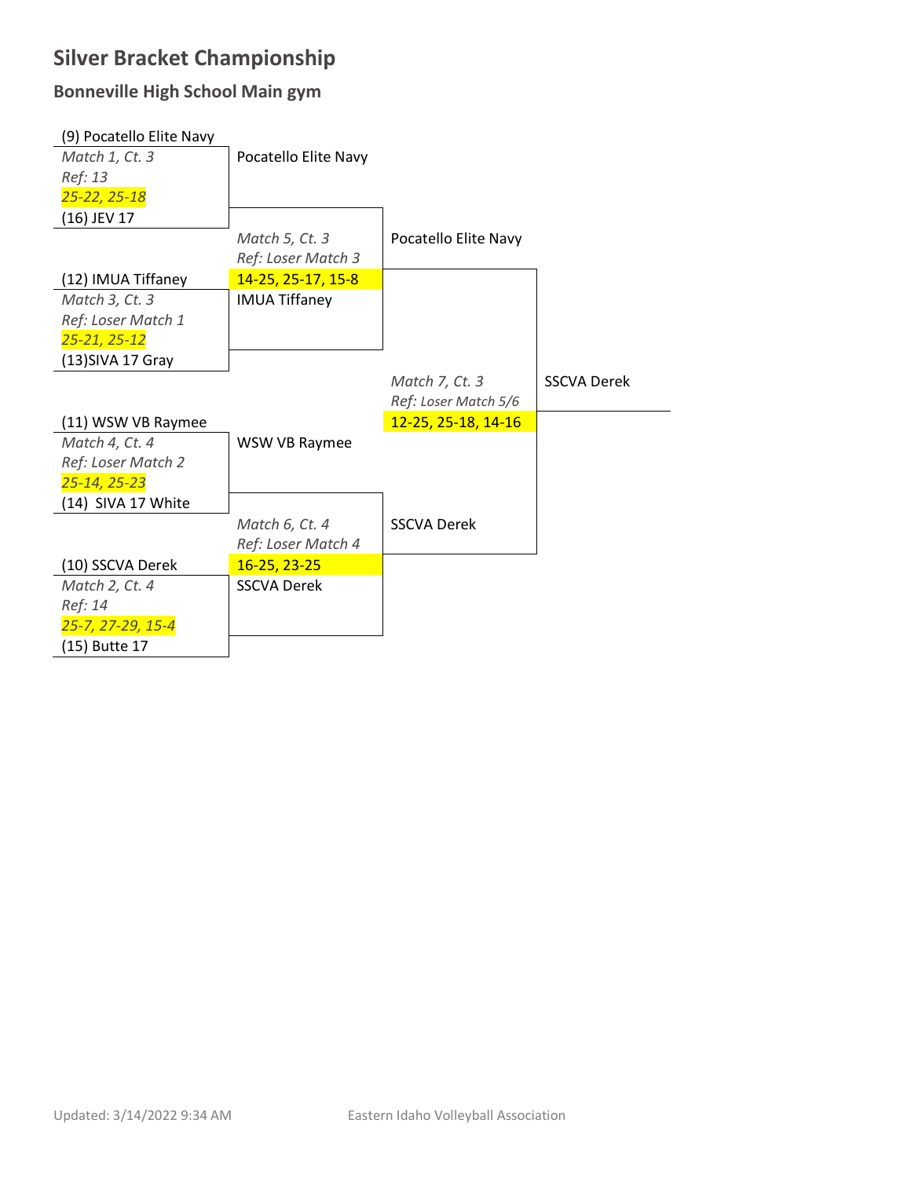# Silver Bracket Championship

## Bonneville High School Main gym

**First Round**

- (9) Pocatello Elite Navy vs (16) JEV 17 — *Match 1, Ct. 3* — *Ref: 13* — *25-22, 25-18* → Pocatello Elite Navy
- (12) IMUA Tiffaney vs (13)SIVA 17 Gray — *Match 3, Ct. 3* — *Ref: Loser Match 1* — *25-21, 25-12* → IMUA Tiffaney
- (11) WSW VB Raymee vs (14) SIVA 17 White — *Match 4, Ct. 4* — *Ref: Loser Match 2* — *25-14, 25-23* → WSW VB Raymee
- (10) SSCVA Derek vs (15) Butte 17 — *Match 2, Ct. 4* — *Ref: 14* — *25-7, 27-29, 15-4* → SSCVA Derek

**Second Round**

- Pocatello Elite Navy vs IMUA Tiffaney — *Match 5, Ct. 3* — *Ref: Loser Match 3* — 14-25, 25-17, 15-8 → Pocatello Elite Navy
- WSW VB Raymee vs SSCVA Derek — *Match 6, Ct. 4* — *Ref: Loser Match 4* — 16-25, 23-25 → SSCVA Derek

**Final**

- Pocatello Elite Navy vs SSCVA Derek — *Match 7, Ct. 3* — *Ref: Loser Match 5/6* — 12-25, 25-18, 14-16 → SSCVA Derek

Updated: 3/14/2022 9:34 AM

Eastern Idaho Volleyball Association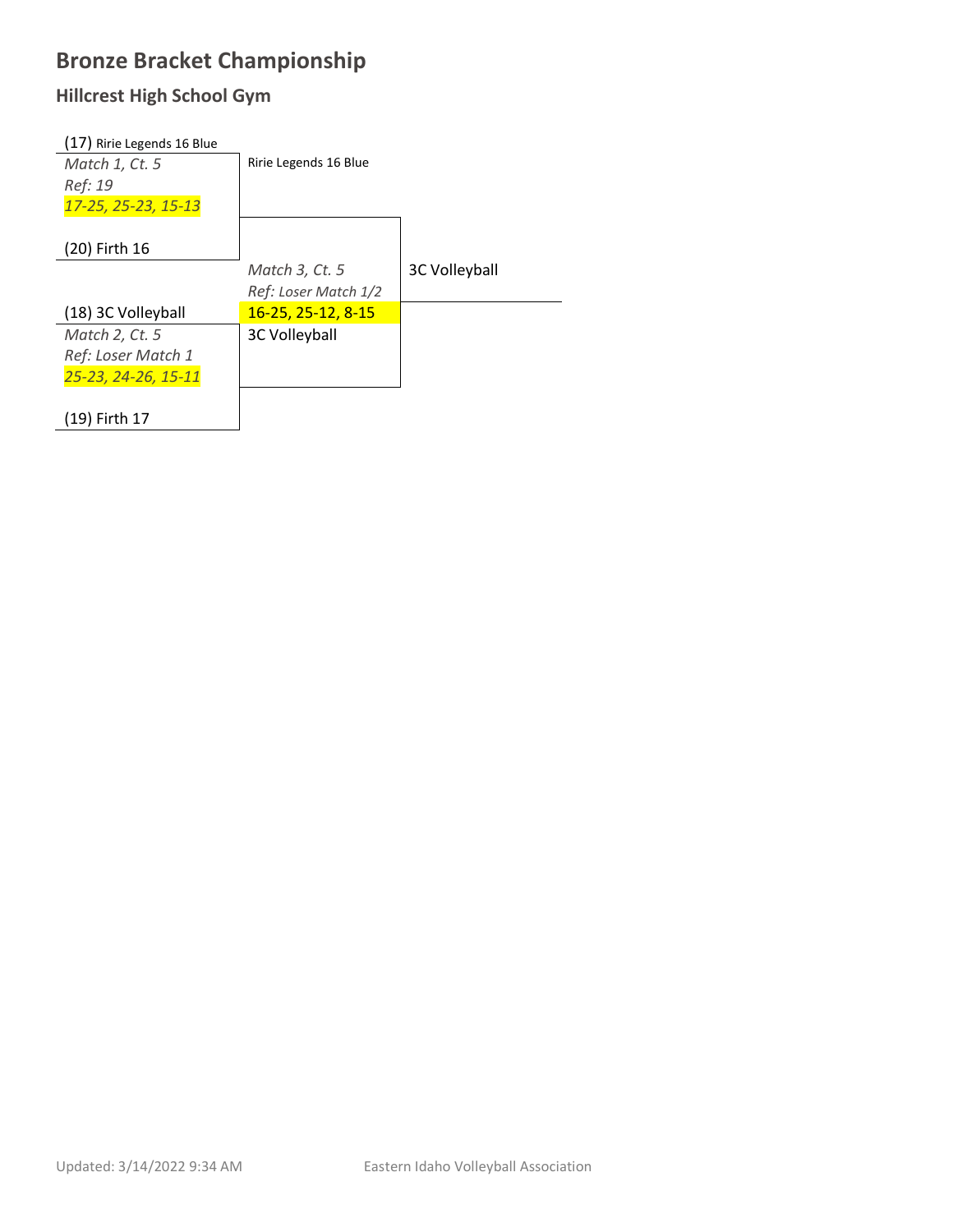# Bronze Bracket Championship

## Hillcrest High School Gym

(17) Ririe Legends 16 Blue

*Match 1, Ct. 5*
*Ref: 19*
*17-25, 25-23, 15-13*

(20) Firth 16

Ririe Legends 16 Blue

*Match 3, Ct. 5*
*Ref: Loser Match 1/2*
16-25, 25-12, 8-15

3C Volleyball

(18) 3C Volleyball

*Match 2, Ct. 5*
*Ref: Loser Match 1*
*25-23, 24-26, 15-11*

(19) Firth 17

3C Volleyball

Updated: 3/14/2022 9:34 AM

Eastern Idaho Volleyball Association